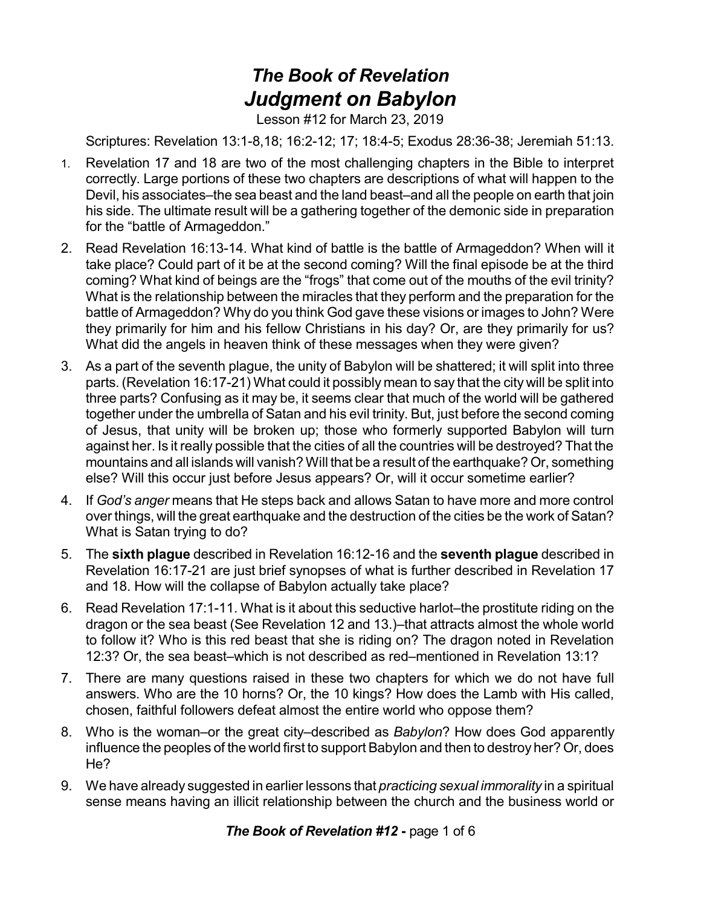# *The Book of Revelation*
# *Judgment on Babylon*

Lesson #12 for March 23, 2019

Scriptures: Revelation 13:1-8,18; 16:2-12; 17; 18:4-5; Exodus 28:36-38; Jeremiah 51:13.

1. Revelation 17 and 18 are two of the most challenging chapters in the Bible to interpret correctly. Large portions of these two chapters are descriptions of what will happen to the Devil, his associates–the sea beast and the land beast–and all the people on earth that join his side. The ultimate result will be a gathering together of the demonic side in preparation for the "battle of Armageddon."

2. Read Revelation 16:13-14. What kind of battle is the battle of Armageddon? When will it take place? Could part of it be at the second coming? Will the final episode be at the third coming? What kind of beings are the "frogs" that come out of the mouths of the evil trinity? What is the relationship between the miracles that they perform and the preparation for the battle of Armageddon? Why do you think God gave these visions or images to John? Were they primarily for him and his fellow Christians in his day? Or, are they primarily for us? What did the angels in heaven think of these messages when they were given?

3. As a part of the seventh plague, the unity of Babylon will be shattered; it will split into three parts. (Revelation 16:17-21) What could it possibly mean to say that the city will be split into three parts? Confusing as it may be, it seems clear that much of the world will be gathered together under the umbrella of Satan and his evil trinity. But, just before the second coming of Jesus, that unity will be broken up; those who formerly supported Babylon will turn against her. Is it really possible that the cities of all the countries will be destroyed? That the mountains and all islands will vanish? Will that be a result of the earthquake? Or, something else? Will this occur just before Jesus appears? Or, will it occur sometime earlier?

4. If *God's anger* means that He steps back and allows Satan to have more and more control over things, will the great earthquake and the destruction of the cities be the work of Satan? What is Satan trying to do?

5. The **sixth plague** described in Revelation 16:12-16 and the **seventh plague** described in Revelation 16:17-21 are just brief synopses of what is further described in Revelation 17 and 18. How will the collapse of Babylon actually take place?

6. Read Revelation 17:1-11. What is it about this seductive harlot–the prostitute riding on the dragon or the sea beast (See Revelation 12 and 13.)–that attracts almost the whole world to follow it? Who is this red beast that she is riding on? The dragon noted in Revelation 12:3? Or, the sea beast–which is not described as red–mentioned in Revelation 13:1?

7. There are many questions raised in these two chapters for which we do not have full answers. Who are the 10 horns? Or, the 10 kings? How does the Lamb with His called, chosen, faithful followers defeat almost the entire world who oppose them?

8. Who is the woman–or the great city–described as *Babylon*? How does God apparently influence the peoples of the world first to support Babylon and then to destroy her? Or, does He?

9. We have already suggested in earlier lessons that *practicing sexual immorality* in a spiritual sense means having an illicit relationship between the church and the business world or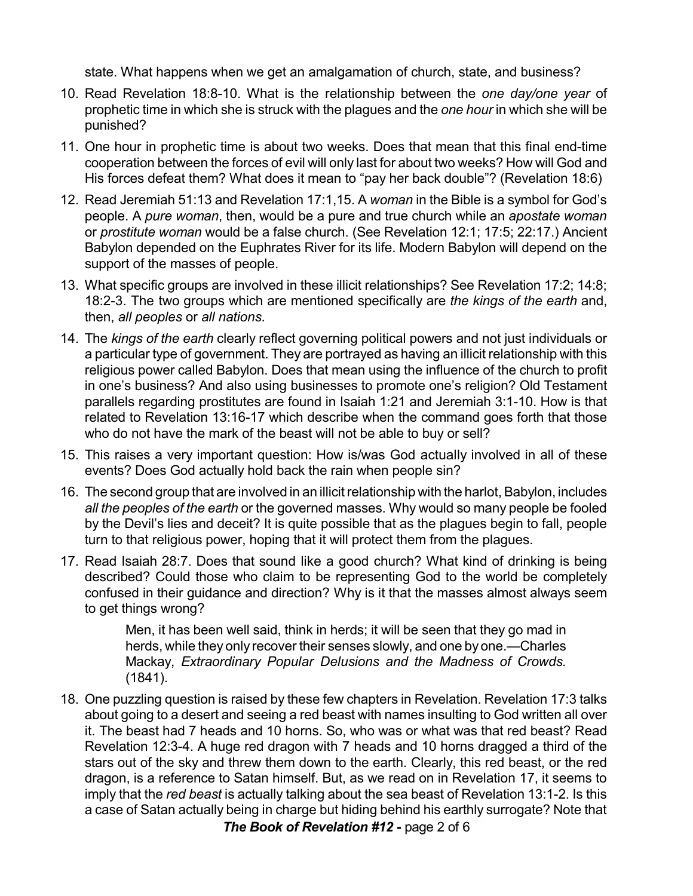state. What happens when we get an amalgamation of church, state, and business?

10. Read Revelation 18:8-10. What is the relationship between the *one day/one year* of prophetic time in which she is struck with the plagues and the *one hour* in which she will be punished?

11. One hour in prophetic time is about two weeks. Does that mean that this final end-time cooperation between the forces of evil will only last for about two weeks? How will God and His forces defeat them? What does it mean to "pay her back double"? (Revelation 18:6)

12. Read Jeremiah 51:13 and Revelation 17:1,15. A *woman* in the Bible is a symbol for God's people. A *pure woman*, then, would be a pure and true church while an *apostate woman* or *prostitute woman* would be a false church. (See Revelation 12:1; 17:5; 22:17.) Ancient Babylon depended on the Euphrates River for its life. Modern Babylon will depend on the support of the masses of people.

13. What specific groups are involved in these illicit relationships? See Revelation 17:2; 14:8; 18:2-3. The two groups which are mentioned specifically are *the kings of the earth* and, then, *all peoples* or *all nations*.

14. The *kings of the earth* clearly reflect governing political powers and not just individuals or a particular type of government. They are portrayed as having an illicit relationship with this religious power called Babylon. Does that mean using the influence of the church to profit in one's business? And also using businesses to promote one's religion? Old Testament parallels regarding prostitutes are found in Isaiah 1:21 and Jeremiah 3:1-10. How is that related to Revelation 13:16-17 which describe when the command goes forth that those who do not have the mark of the beast will not be able to buy or sell?

15. This raises a very important question: How is/was God actually involved in all of these events? Does God actually hold back the rain when people sin?

16. The second group that are involved in an illicit relationship with the harlot, Babylon, includes *all the peoples of the earth* or the governed masses. Why would so many people be fooled by the Devil's lies and deceit? It is quite possible that as the plagues begin to fall, people turn to that religious power, hoping that it will protect them from the plagues.

17. Read Isaiah 28:7. Does that sound like a good church? What kind of drinking is being described? Could those who claim to be representing God to the world be completely confused in their guidance and direction? Why is it that the masses almost always seem to get things wrong?

    > Men, it has been well said, think in herds; it will be seen that they go mad in herds, while they only recover their senses slowly, and one by one.—Charles Mackay, *Extraordinary Popular Delusions and the Madness of Crowds.* (1841).

18. One puzzling question is raised by these few chapters in Revelation. Revelation 17:3 talks about going to a desert and seeing a red beast with names insulting to God written all over it. The beast had 7 heads and 10 horns. So, who was or what was that red beast? Read Revelation 12:3-4. A huge red dragon with 7 heads and 10 horns dragged a third of the stars out of the sky and threw them down to the earth. Clearly, this red beast, or the red dragon, is a reference to Satan himself. But, as we read on in Revelation 17, it seems to imply that the *red beast* is actually talking about the sea beast of Revelation 13:1-2. Is this a case of Satan actually being in charge but hiding behind his earthly surrogate? Note that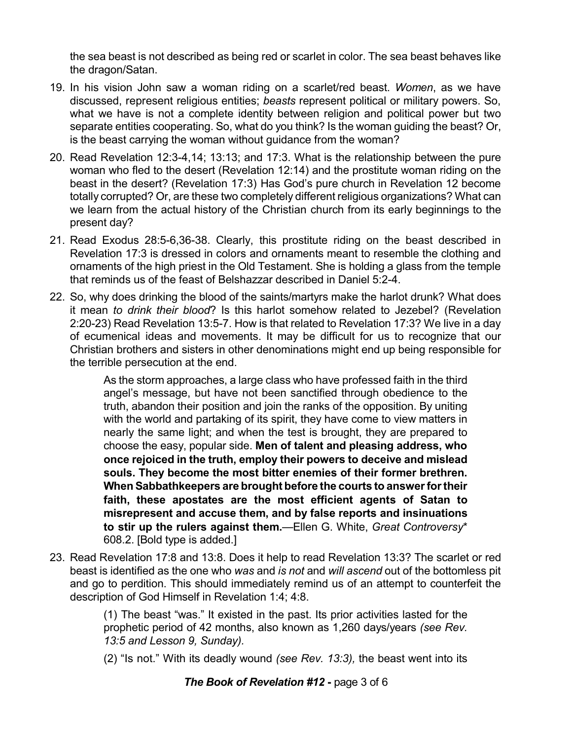the sea beast is not described as being red or scarlet in color. The sea beast behaves like the dragon/Satan.

19. In his vision John saw a woman riding on a scarlet/red beast. *Women*, as we have discussed, represent religious entities; *beasts* represent political or military powers. So, what we have is not a complete identity between religion and political power but two separate entities cooperating. So, what do you think? Is the woman guiding the beast? Or, is the beast carrying the woman without guidance from the woman?

20. Read Revelation 12:3-4,14; 13:13; and 17:3. What is the relationship between the pure woman who fled to the desert (Revelation 12:14) and the prostitute woman riding on the beast in the desert? (Revelation 17:3) Has God's pure church in Revelation 12 become totally corrupted? Or, are these two completely different religious organizations? What can we learn from the actual history of the Christian church from its early beginnings to the present day?

21. Read Exodus 28:5-6,36-38. Clearly, this prostitute riding on the beast described in Revelation 17:3 is dressed in colors and ornaments meant to resemble the clothing and ornaments of the high priest in the Old Testament. She is holding a glass from the temple that reminds us of the feast of Belshazzar described in Daniel 5:2-4.

22. So, why does drinking the blood of the saints/martyrs make the harlot drunk? What does it mean *to drink their blood*? Is this harlot somehow related to Jezebel? (Revelation 2:20-23) Read Revelation 13:5-7. How is that related to Revelation 17:3? We live in a day of ecumenical ideas and movements. It may be difficult for us to recognize that our Christian brothers and sisters in other denominations might end up being responsible for the terrible persecution at the end.

    > As the storm approaches, a large class who have professed faith in the third angel's message, but have not been sanctified through obedience to the truth, abandon their position and join the ranks of the opposition. By uniting with the world and partaking of its spirit, they have come to view matters in nearly the same light; and when the test is brought, they are prepared to choose the easy, popular side. **Men of talent and pleasing address, who once rejoiced in the truth, employ their powers to deceive and mislead souls. They become the most bitter enemies of their former brethren. When Sabbathkeepers are brought before the courts to answer for their faith, these apostates are the most efficient agents of Satan to misrepresent and accuse them, and by false reports and insinuations to stir up the rulers against them.**—Ellen G. White, *Great Controversy*\* 608.2. [Bold type is added.]

23. Read Revelation 17:8 and 13:8. Does it help to read Revelation 13:3? The scarlet or red beast is identified as the one who *was* and *is not* and *will ascend* out of the bottomless pit and go to perdition. This should immediately remind us of an attempt to counterfeit the description of God Himself in Revelation 1:4; 4:8.

    > (1) The beast "was." It existed in the past. Its prior activities lasted for the prophetic period of 42 months, also known as 1,260 days/years *(see Rev. 13:5 and Lesson 9, Sunday).*
    >
    > (2) "Is not." With its deadly wound *(see Rev. 13:3),* the beast went into its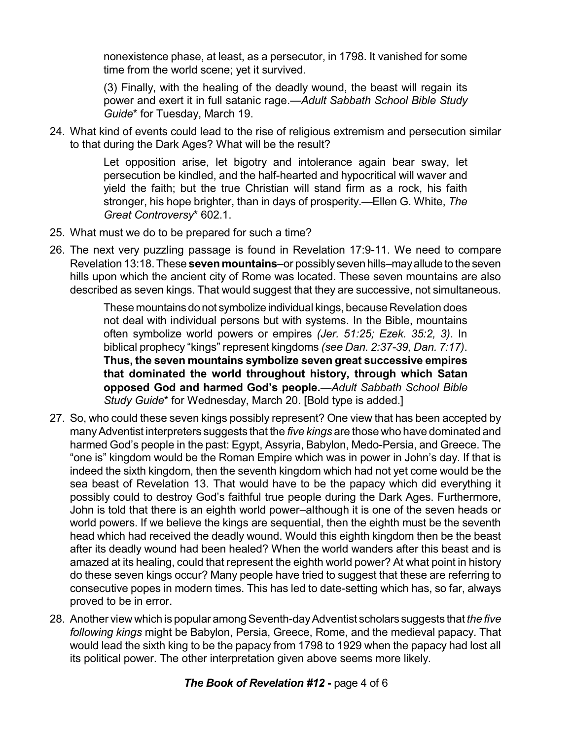nonexistence phase, at least, as a persecutor, in 1798. It vanished for some time from the world scene; yet it survived.

> (3) Finally, with the healing of the deadly wound, the beast will regain its power and exert it in full satanic rage.—*Adult Sabbath School Bible Study Guide*\* for Tuesday, March 19.

24. What kind of events could lead to the rise of religious extremism and persecution similar to that during the Dark Ages? What will be the result?

> Let opposition arise, let bigotry and intolerance again bear sway, let persecution be kindled, and the half-hearted and hypocritical will waver and yield the faith; but the true Christian will stand firm as a rock, his faith stronger, his hope brighter, than in days of prosperity.—Ellen G. White, *The Great Controversy*\* 602.1.

25. What must we do to be prepared for such a time?

26. The next very puzzling passage is found in Revelation 17:9-11. We need to compare Revelation 13:18. These **seven mountains**–or possibly seven hills–may allude to the seven hills upon which the ancient city of Rome was located. These seven mountains are also described as seven kings. That would suggest that they are successive, not simultaneous.

> These mountains do not symbolize individual kings, because Revelation does not deal with individual persons but with systems. In the Bible, mountains often symbolize world powers or empires *(Jer. 51:25; Ezek. 35:2, 3)*. In biblical prophecy "kings" represent kingdoms *(see Dan. 2:37-39, Dan. 7:17)*. **Thus, the seven mountains symbolize seven great successive empires that dominated the world throughout history, through which Satan opposed God and harmed God's people.**—*Adult Sabbath School Bible Study Guide*\* for Wednesday, March 20. [Bold type is added.]

27. So, who could these seven kings possibly represent? One view that has been accepted by many Adventist interpreters suggests that the *five kings* are those who have dominated and harmed God's people in the past: Egypt, Assyria, Babylon, Medo-Persia, and Greece. The "one is" kingdom would be the Roman Empire which was in power in John's day. If that is indeed the sixth kingdom, then the seventh kingdom which had not yet come would be the sea beast of Revelation 13. That would have to be the papacy which did everything it possibly could to destroy God's faithful true people during the Dark Ages. Furthermore, John is told that there is an eighth world power–although it is one of the seven heads or world powers. If we believe the kings are sequential, then the eighth must be the seventh head which had received the deadly wound. Would this eighth kingdom then be the beast after its deadly wound had been healed? When the world wanders after this beast and is amazed at its healing, could that represent the eighth world power? At what point in history do these seven kings occur? Many people have tried to suggest that these are referring to consecutive popes in modern times. This has led to date-setting which has, so far, always proved to be in error.

28. Another view which is popular among Seventh-day Adventist scholars suggests that *the five following kings* might be Babylon, Persia, Greece, Rome, and the medieval papacy. That would lead the sixth king to be the papacy from 1798 to 1929 when the papacy had lost all its political power. The other interpretation given above seems more likely.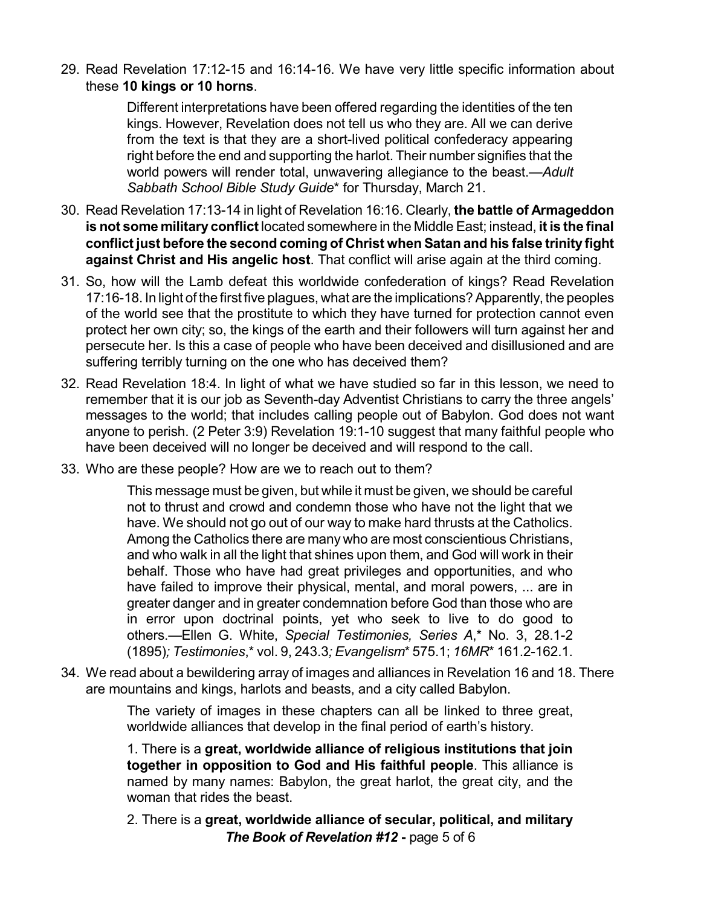29. Read Revelation 17:12-15 and 16:14-16. We have very little specific information about these **10 kings or 10 horns**.

> Different interpretations have been offered regarding the identities of the ten kings. However, Revelation does not tell us who they are. All we can derive from the text is that they are a short-lived political confederacy appearing right before the end and supporting the harlot. Their number signifies that the world powers will render total, unwavering allegiance to the beast.—*Adult Sabbath School Bible Study Guide*\* for Thursday, March 21.

30. Read Revelation 17:13-14 in light of Revelation 16:16. Clearly, **the battle of Armageddon is not some military conflict** located somewhere in the Middle East; instead, **it is the final conflict just before the second coming of Christ when Satan and his false trinity fight against Christ and His angelic host**. That conflict will arise again at the third coming.

31. So, how will the Lamb defeat this worldwide confederation of kings? Read Revelation 17:16-18. In light of the first five plagues, what are the implications? Apparently, the peoples of the world see that the prostitute to which they have turned for protection cannot even protect her own city; so, the kings of the earth and their followers will turn against her and persecute her. Is this a case of people who have been deceived and disillusioned and are suffering terribly turning on the one who has deceived them?

32. Read Revelation 18:4. In light of what we have studied so far in this lesson, we need to remember that it is our job as Seventh-day Adventist Christians to carry the three angels' messages to the world; that includes calling people out of Babylon. God does not want anyone to perish. (2 Peter 3:9) Revelation 19:1-10 suggest that many faithful people who have been deceived will no longer be deceived and will respond to the call.

33. Who are these people? How are we to reach out to them?

> This message must be given, but while it must be given, we should be careful not to thrust and crowd and condemn those who have not the light that we have. We should not go out of our way to make hard thrusts at the Catholics. Among the Catholics there are many who are most conscientious Christians, and who walk in all the light that shines upon them, and God will work in their behalf. Those who have had great privileges and opportunities, and who have failed to improve their physical, mental, and moral powers, ... are in greater danger and in greater condemnation before God than those who are in error upon doctrinal points, yet who seek to live to do good to others.—Ellen G. White, *Special Testimonies, Series A*,\* No. 3, 28.1-2 (1895)*; Testimonies*,\* vol. 9, 243.3*; Evangelism*\* 575.1; *16MR*\* 161.2-162.1.

34. We read about a bewildering array of images and alliances in Revelation 16 and 18. There are mountains and kings, harlots and beasts, and a city called Babylon.

> The variety of images in these chapters can all be linked to three great, worldwide alliances that develop in the final period of earth's history.
>
> 1. There is a **great, worldwide alliance of religious institutions that join together in opposition to God and His faithful people**. This alliance is named by many names: Babylon, the great harlot, the great city, and the woman that rides the beast.
>
> 2. There is a **great, worldwide alliance of secular, political, and military**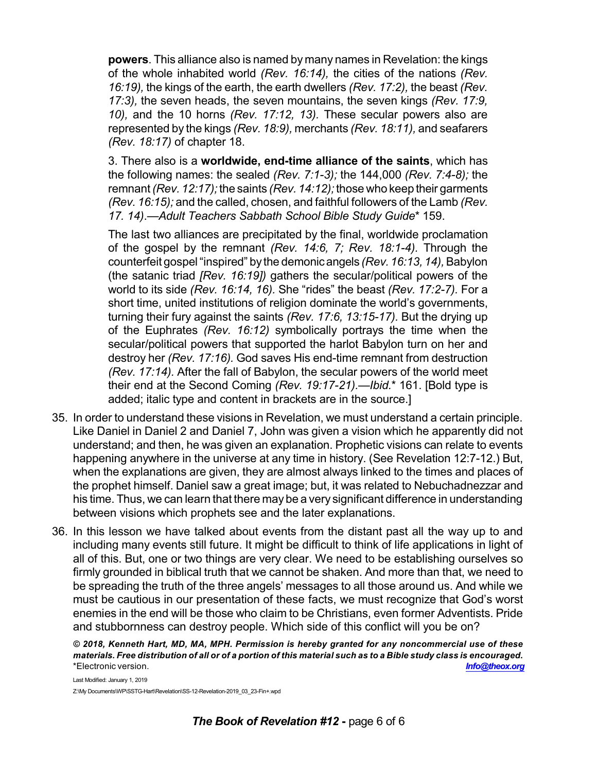**powers**. This alliance also is named by many names in Revelation: the kings of the whole inhabited world *(Rev. 16:14),* the cities of the nations *(Rev. 16:19),* the kings of the earth, the earth dwellers *(Rev. 17:2),* the beast *(Rev. 17:3),* the seven heads, the seven mountains, the seven kings *(Rev. 17:9, 10),* and the 10 horns *(Rev. 17:12, 13).* These secular powers also are represented by the kings *(Rev. 18:9),* merchants *(Rev. 18:11),* and seafarers *(Rev. 18:17)* of chapter 18.

3. There also is a **worldwide, end-time alliance of the saints**, which has the following names: the sealed *(Rev. 7:1-3);* the 144,000 *(Rev. 7:4-8);* the remnant *(Rev. 12:17);* the saints *(Rev. 14:12);* those who keep their garments *(Rev. 16:15);* and the called, chosen, and faithful followers of the Lamb *(Rev. 17. 14).*—*Adult Teachers Sabbath School Bible Study Guide*\* 159.

The last two alliances are precipitated by the final, worldwide proclamation of the gospel by the remnant *(Rev. 14:6, 7; Rev. 18:1-4).* Through the counterfeit gospel "inspired" by the demonic angels *(Rev. 16:13, 14),* Babylon (the satanic triad *[Rev. 16:19])* gathers the secular/political powers of the world to its side *(Rev. 16:14, 16).* She "rides" the beast *(Rev. 17:2-7).* For a short time, united institutions of religion dominate the world's governments, turning their fury against the saints *(Rev. 17:6, 13:15-17).* But the drying up of the Euphrates *(Rev. 16:12)* symbolically portrays the time when the secular/political powers that supported the harlot Babylon turn on her and destroy her *(Rev. 17:16).* God saves His end-time remnant from destruction *(Rev. 17:14).* After the fall of Babylon, the secular powers of the world meet their end at the Second Coming *(Rev. 19:17-21).*—*Ibid.*\* 161. [Bold type is added; italic type and content in brackets are in the source.]

35. In order to understand these visions in Revelation, we must understand a certain principle. Like Daniel in Daniel 2 and Daniel 7, John was given a vision which he apparently did not understand; and then, he was given an explanation. Prophetic visions can relate to events happening anywhere in the universe at any time in history. (See Revelation 12:7-12.) But, when the explanations are given, they are almost always linked to the times and places of the prophet himself. Daniel saw a great image; but, it was related to Nebuchadnezzar and his time. Thus, we can learn that there may be a very significant difference in understanding between visions which prophets see and the later explanations.

36. In this lesson we have talked about events from the distant past all the way up to and including many events still future. It might be difficult to think of life applications in light of all of this. But, one or two things are very clear. We need to be establishing ourselves so firmly grounded in biblical truth that we cannot be shaken. And more than that, we need to be spreading the truth of the three angels' messages to all those around us. And while we must be cautious in our presentation of these facts, we must recognize that God's worst enemies in the end will be those who claim to be Christians, even former Adventists. Pride and stubbornness can destroy people. Which side of this conflict will you be on?

***© 2018, Kenneth Hart, MD, MA, MPH. Permission is hereby granted for any noncommercial use of these materials. Free distribution of all or of a portion of this material such as to a Bible study class is encouraged.***
\*Electronic version. ***Info@theox.org***

Last Modified: January 1, 2019
Z:\My Documents\WP\SSTG-Hart\Revelation\SS-12-Revelation-2019_03_23-Fin+.wpd